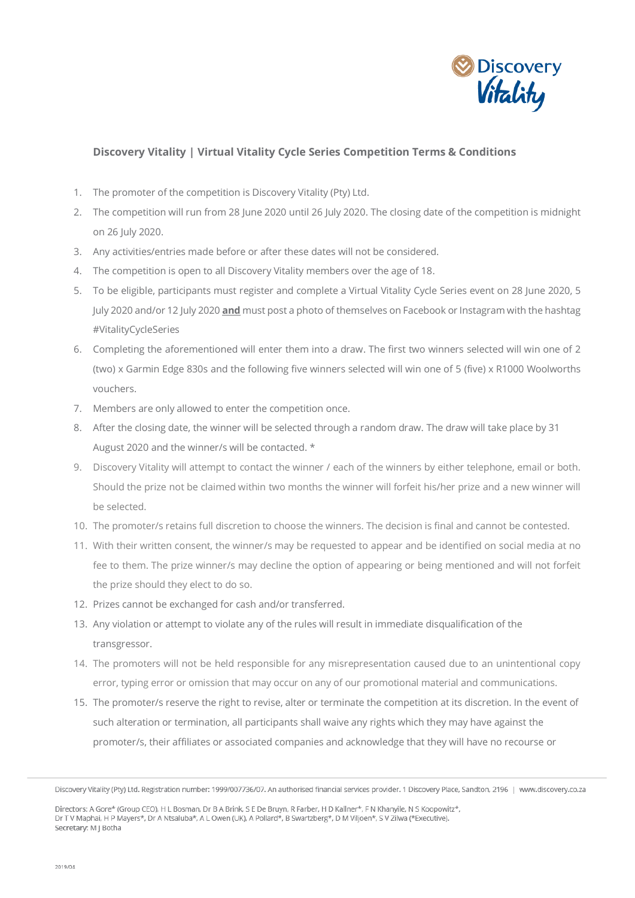## Discovery Vitality | Virtual Vitality Cycle Series Competition Terms & Conditions

1. The promoter of the competition is Discovery Vitality (Pty) Ltd.
2. The competition will run from 28 June 2020 until 26 July 2020. The closing date of the competition is midnight on 26 July 2020.
3. Any activities/entries made before or after these dates will not be considered.
4. The competition is open to all Discovery Vitality members over the age of 18.
5. To be eligible, participants must register and complete a Virtual Vitality Cycle Series event on 28 June 2020, 5 July 2020 and/or 12 July 2020 **and** must post a photo of themselves on Facebook or Instagram with the hashtag #VitalityCycleSeries
6. Completing the aforementioned will enter them into a draw. The first two winners selected will win one of 2 (two) x Garmin Edge 830s and the following five winners selected will win one of 5 (five) x R1000 Woolworths vouchers.
7. Members are only allowed to enter the competition once.
8. After the closing date, the winner will be selected through a random draw. The draw will take place by 31 August 2020 and the winner/s will be contacted. *
9. Discovery Vitality will attempt to contact the winner / each of the winners by either telephone, email or both. Should the prize not be claimed within two months the winner will forfeit his/her prize and a new winner will be selected.
10. The promoter/s retains full discretion to choose the winners. The decision is final and cannot be contested.
11. With their written consent, the winner/s may be requested to appear and be identified on social media at no fee to them. The prize winner/s may decline the option of appearing or being mentioned and will not forfeit the prize should they elect to do so.
12. Prizes cannot be exchanged for cash and/or transferred.
13. Any violation or attempt to violate any of the rules will result in immediate disqualification of the transgressor.
14. The promoters will not be held responsible for any misrepresentation caused due to an unintentional copy error, typing error or omission that may occur on any of our promotional material and communications.
15. The promoter/s reserve the right to revise, alter or terminate the competition at its discretion. In the event of such alteration or termination, all participants shall waive any rights which they may have against the promoter/s, their affiliates or associated companies and acknowledge that they will have no recourse or

Discovery Vitality (Pty) Ltd. Registration number: 1999/007736/07. An authorised financial services provider. 1 Discovery Place, Sandton, 2196 | www.discovery.co.za

Directors: A Gore* (Group CEO), H L Bosman, Dr B A Brink, S E De Bruyn, R Farber, H D Kallner*, F N Khanyile, N S Koopowitz*, Dr T V Maphai, H P Mayers*, Dr A Ntsaluba*, A L Owen (UK), A Pollard*, B Swartzberg*, D M Viljoen*, S V Zilwa (*Executive).
Secretary: M J Botha

2019/04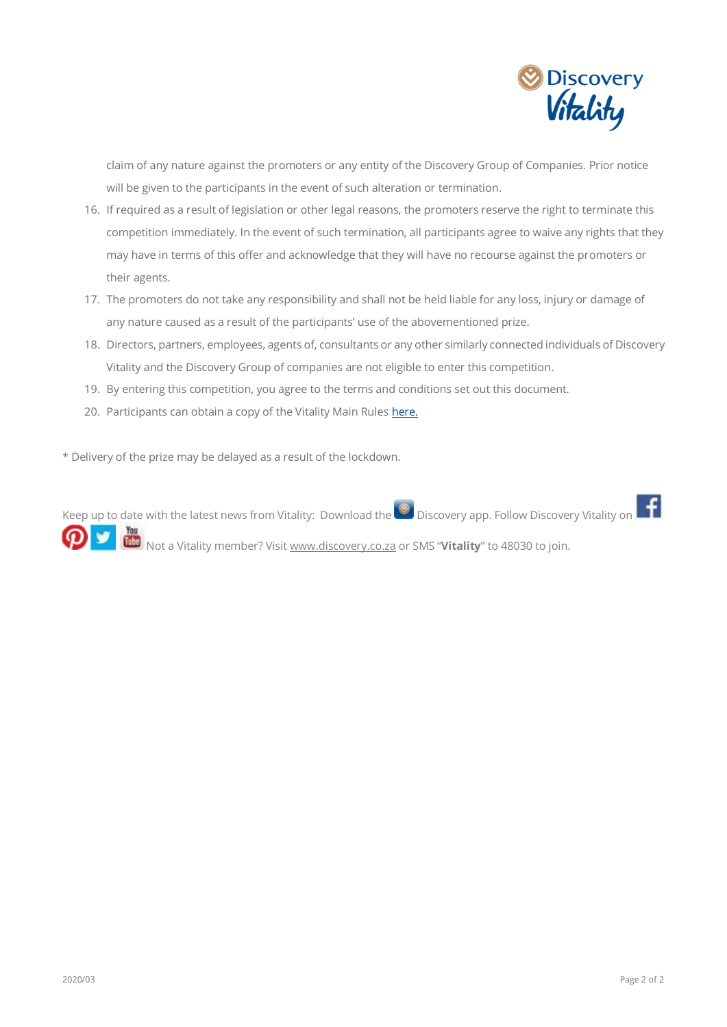claim of any nature against the promoters or any entity of the Discovery Group of Companies. Prior notice will be given to the participants in the event of such alteration or termination.

16. If required as a result of legislation or other legal reasons, the promoters reserve the right to terminate this competition immediately. In the event of such termination, all participants agree to waive any rights that they may have in terms of this offer and acknowledge that they will have no recourse against the promoters or their agents.
17. The promoters do not take any responsibility and shall not be held liable for any loss, injury or damage of any nature caused as a result of the participants' use of the abovementioned prize.
18. Directors, partners, employees, agents of, consultants or any other similarly connected individuals of Discovery Vitality and the Discovery Group of companies are not eligible to enter this competition.
19. By entering this competition, you agree to the terms and conditions set out this document.
20. Participants can obtain a copy of the Vitality Main Rules here.

* Delivery of the prize may be delayed as a result of the lockdown.

Keep up to date with the latest news from Vitality: Download the Discovery app. Follow Discovery Vitality on Not a Vitality member? Visit www.discovery.co.za or SMS "**Vitality**" to 48030 to join.

2020/03